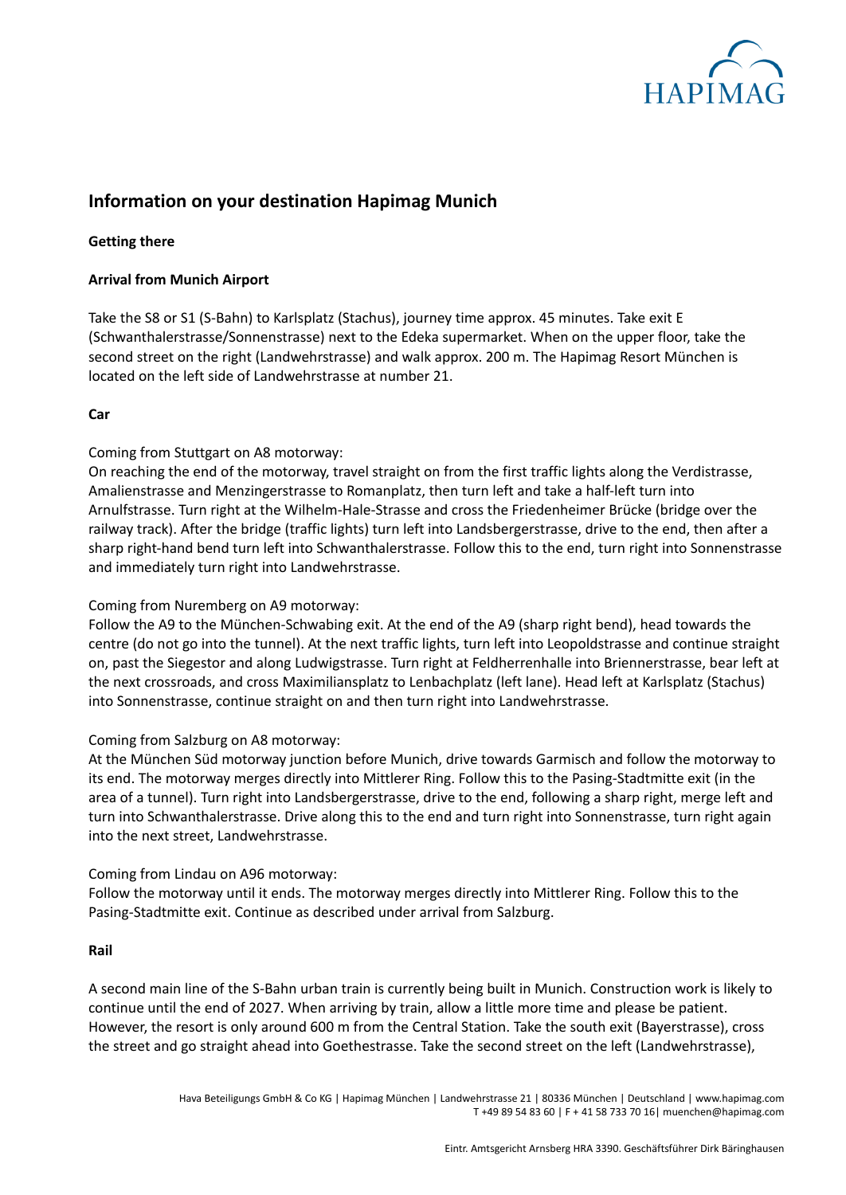## Information on your destination Hapimag Munich

**Getting there**

**Arrival from Munich Airport**

Take the S8 or S1 (S-Bahn) to Karlsplatz (Stachus), journey time approx. 45 minutes. Take exit E (Schwanthalerstrasse/Sonnenstrasse) next to the Edeka supermarket. When on the upper floor, take the second street on the right (Landwehrstrasse) and walk approx. 200 m. The Hapimag Resort München is located on the left side of Landwehrstrasse at number 21.

**Car**

Coming from Stuttgart on A8 motorway:
On reaching the end of the motorway, travel straight on from the first traffic lights along the Verdistrasse, Amalienstrasse and Menzingerstrasse to Romanplatz, then turn left and take a half-left turn into Arnulfstrasse. Turn right at the Wilhelm-Hale-Strasse and cross the Friedenheimer Brücke (bridge over the railway track). After the bridge (traffic lights) turn left into Landsbergerstrasse, drive to the end, then after a sharp right-hand bend turn left into Schwanthalerstrasse. Follow this to the end, turn right into Sonnenstrasse and immediately turn right into Landwehrstrasse.

Coming from Nuremberg on A9 motorway:
Follow the A9 to the München-Schwabing exit. At the end of the A9 (sharp right bend), head towards the centre (do not go into the tunnel). At the next traffic lights, turn left into Leopoldstrasse and continue straight on, past the Siegestor and along Ludwigstrasse. Turn right at Feldherrenhalle into Briennerstrasse, bear left at the next crossroads, and cross Maximiliansplatz to Lenbachplatz (left lane). Head left at Karlsplatz (Stachus) into Sonnenstrasse, continue straight on and then turn right into Landwehrstrasse.

Coming from Salzburg on A8 motorway:
At the München Süd motorway junction before Munich, drive towards Garmisch and follow the motorway to its end. The motorway merges directly into Mittlerer Ring. Follow this to the Pasing-Stadtmitte exit (in the area of a tunnel). Turn right into Landsbergerstrasse, drive to the end, following a sharp right, merge left and turn into Schwanthalerstrasse. Drive along this to the end and turn right into Sonnenstrasse, turn right again into the next street, Landwehrstrasse.

Coming from Lindau on A96 motorway:
Follow the motorway until it ends. The motorway merges directly into Mittlerer Ring. Follow this to the Pasing-Stadtmitte exit. Continue as described under arrival from Salzburg.

**Rail**

A second main line of the S-Bahn urban train is currently being built in Munich. Construction work is likely to continue until the end of 2027. When arriving by train, allow a little more time and please be patient. However, the resort is only around 600 m from the Central Station. Take the south exit (Bayerstrasse), cross the street and go straight ahead into Goethestrasse. Take the second street on the left (Landwehrstrasse),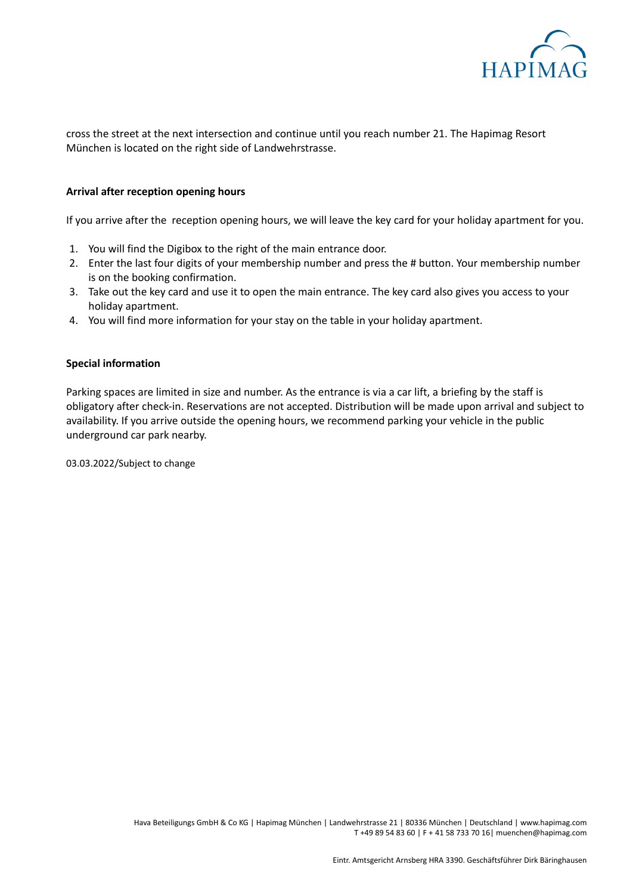cross the street at the next intersection and continue until you reach number 21. The Hapimag Resort München is located on the right side of Landwehrstrasse.

**Arrival after reception opening hours**

If you arrive after the reception opening hours, we will leave the key card for your holiday apartment for you.

1. You will find the Digibox to the right of the main entrance door.
2. Enter the last four digits of your membership number and press the # button. Your membership number is on the booking confirmation.
3. Take out the key card and use it to open the main entrance. The key card also gives you access to your holiday apartment.
4. You will find more information for your stay on the table in your holiday apartment.

**Special information**

Parking spaces are limited in size and number. As the entrance is via a car lift, a briefing by the staff is obligatory after check-in. Reservations are not accepted. Distribution will be made upon arrival and subject to availability. If you arrive outside the opening hours, we recommend parking your vehicle in the public underground car park nearby.

03.03.2022/Subject to change

Hava Beteiligungs GmbH & Co KG | Hapimag München | Landwehrstrasse 21 | 80336 München | Deutschland | www.hapimag.com
T +49 89 54 83 60 | F + 41 58 733 70 16| muenchen@hapimag.com

Eintr. Amtsgericht Arnsberg HRA 3390. Geschäftsführer Dirk Bäringhausen